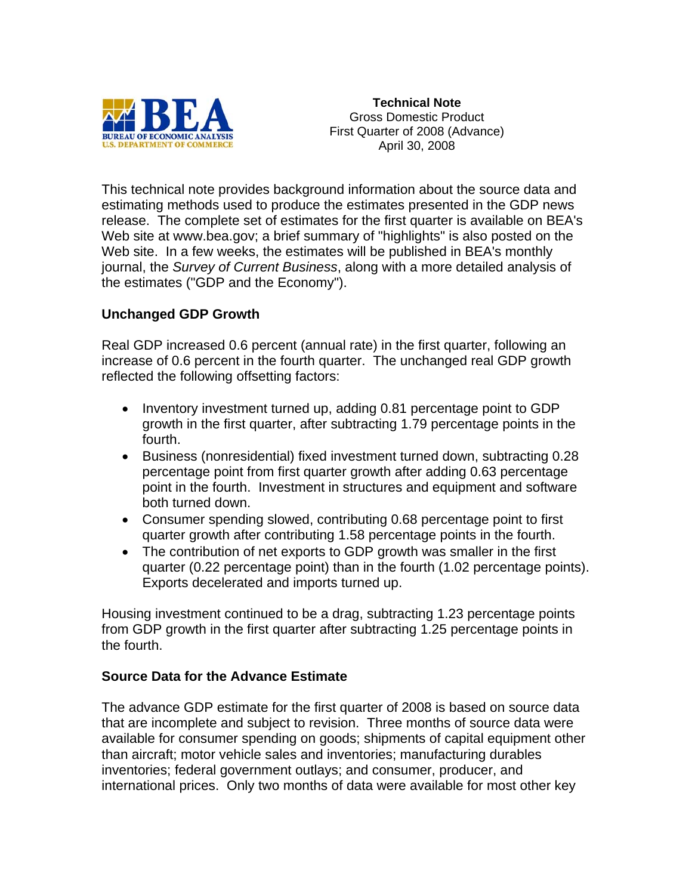**Technical Note**
Gross Domestic Product
First Quarter of 2008 (Advance)
April 30, 2008

This technical note provides background information about the source data and estimating methods used to produce the estimates presented in the GDP news release. The complete set of estimates for the first quarter is available on BEA's Web site at www.bea.gov; a brief summary of "highlights" is also posted on the Web site. In a few weeks, the estimates will be published in BEA's monthly journal, the *Survey of Current Business*, along with a more detailed analysis of the estimates ("GDP and the Economy").

## Unchanged GDP Growth

Real GDP increased 0.6 percent (annual rate) in the first quarter, following an increase of 0.6 percent in the fourth quarter. The unchanged real GDP growth reflected the following offsetting factors:

- Inventory investment turned up, adding 0.81 percentage point to GDP growth in the first quarter, after subtracting 1.79 percentage points in the fourth.
- Business (nonresidential) fixed investment turned down, subtracting 0.28 percentage point from first quarter growth after adding 0.63 percentage point in the fourth. Investment in structures and equipment and software both turned down.
- Consumer spending slowed, contributing 0.68 percentage point to first quarter growth after contributing 1.58 percentage points in the fourth.
- The contribution of net exports to GDP growth was smaller in the first quarter (0.22 percentage point) than in the fourth (1.02 percentage points). Exports decelerated and imports turned up.

Housing investment continued to be a drag, subtracting 1.23 percentage points from GDP growth in the first quarter after subtracting 1.25 percentage points in the fourth.

## Source Data for the Advance Estimate

The advance GDP estimate for the first quarter of 2008 is based on source data that are incomplete and subject to revision. Three months of source data were available for consumer spending on goods; shipments of capital equipment other than aircraft; motor vehicle sales and inventories; manufacturing durables inventories; federal government outlays; and consumer, producer, and international prices. Only two months of data were available for most other key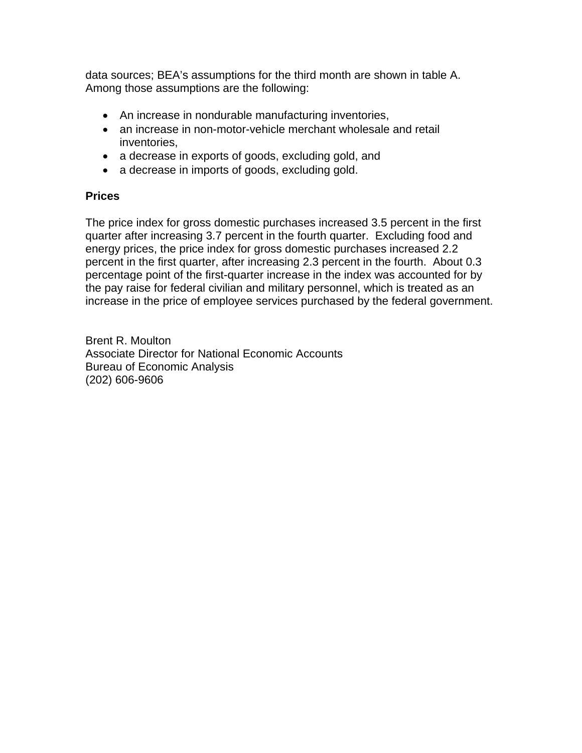data sources; BEA's assumptions for the third month are shown in table A. Among those assumptions are the following:

- An increase in nondurable manufacturing inventories,
- an increase in non-motor-vehicle merchant wholesale and retail inventories,
- a decrease in exports of goods, excluding gold, and
- a decrease in imports of goods, excluding gold.

**Prices**

The price index for gross domestic purchases increased 3.5 percent in the first quarter after increasing 3.7 percent in the fourth quarter. Excluding food and energy prices, the price index for gross domestic purchases increased 2.2 percent in the first quarter, after increasing 2.3 percent in the fourth. About 0.3 percentage point of the first-quarter increase in the index was accounted for by the pay raise for federal civilian and military personnel, which is treated as an increase in the price of employee services purchased by the federal government.

Brent R. Moulton
Associate Director for National Economic Accounts
Bureau of Economic Analysis
(202) 606-9606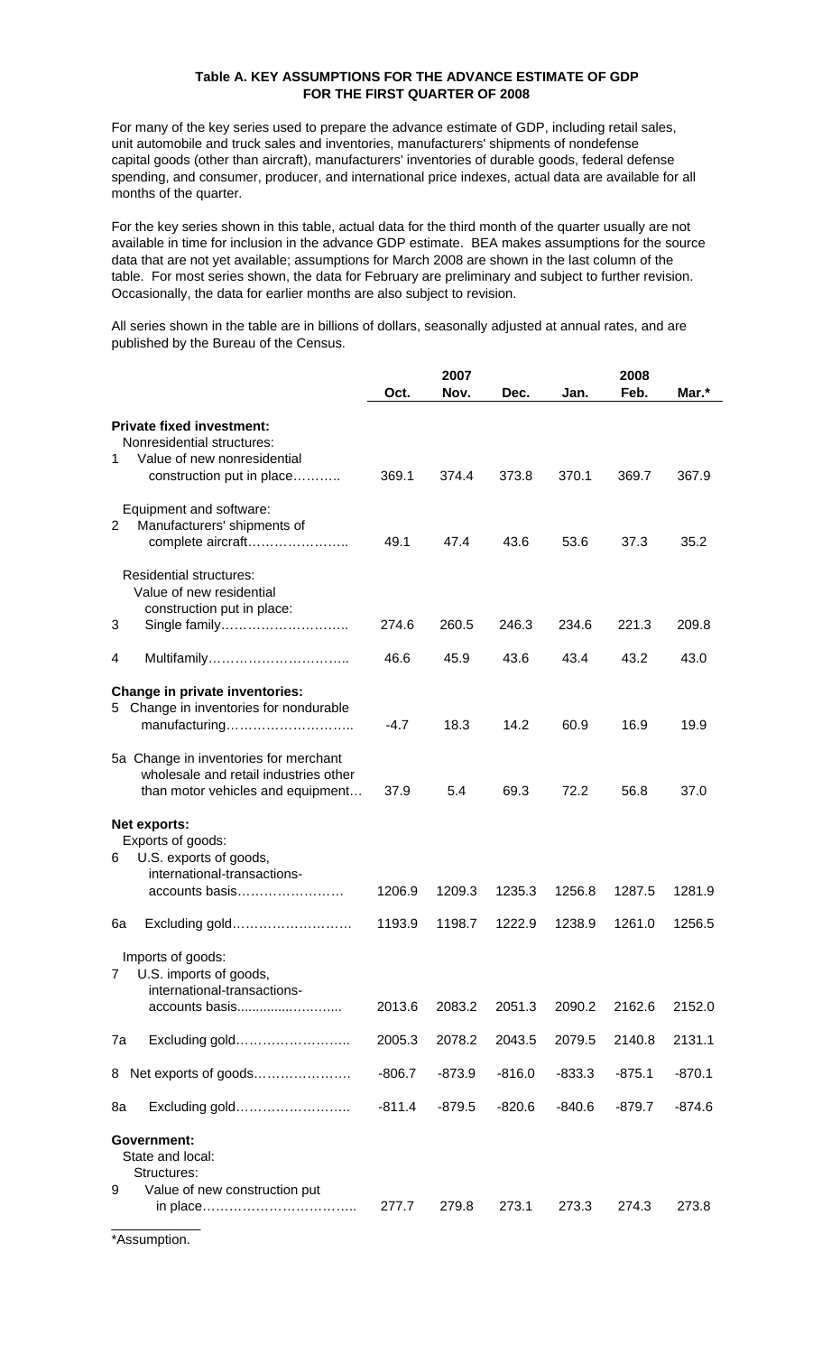**Table A. KEY ASSUMPTIONS FOR THE ADVANCE ESTIMATE OF GDP FOR THE FIRST QUARTER OF 2008**

For many of the key series used to prepare the advance estimate of GDP, including retail sales, unit automobile and truck sales and inventories, manufacturers' shipments of nondefense capital goods (other than aircraft), manufacturers' inventories of durable goods, federal defense spending, and consumer, producer, and international price indexes, actual data are available for all months of the quarter.

For the key series shown in this table, actual data for the third month of the quarter usually are not available in time for inclusion in the advance GDP estimate. BEA makes assumptions for the source data that are not yet available; assumptions for March 2008 are shown in the last column of the table. For most series shown, the data for February are preliminary and subject to further revision. Occasionally, the data for earlier months are also subject to revision.

All series shown in the table are in billions of dollars, seasonally adjusted at annual rates, and are published by the Bureau of the Census.

| | 2007 | | | 2008 | | |
|---|---|---|---|---|---|---|
| | Oct. | Nov. | Dec. | Jan. | Feb. | Mar.* |
| **Private fixed investment:** | | | | | | |
| Nonresidential structures: | | | | | | |
| 1 Value of new nonresidential construction put in place……….. | 369.1 | 374.4 | 373.8 | 370.1 | 369.7 | 367.9 |
| Equipment and software: | | | | | | |
| 2 Manufacturers' shipments of complete aircraft………………….. | 49.1 | 47.4 | 43.6 | 53.6 | 37.3 | 35.2 |
| Residential structures: | | | | | | |
| Value of new residential construction put in place: | | | | | | |
| 3 Single family……………………….. | 274.6 | 260.5 | 246.3 | 234.6 | 221.3 | 209.8 |
| 4 Multifamily………………………….. | 46.6 | 45.9 | 43.6 | 43.4 | 43.2 | 43.0 |
| **Change in private inventories:** | | | | | | |
| 5 Change in inventories for nondurable manufacturing……………………….. | -4.7 | 18.3 | 14.2 | 60.9 | 16.9 | 19.9 |
| 5a Change in inventories for merchant wholesale and retail industries other than motor vehicles and equipment… | 37.9 | 5.4 | 69.3 | 72.2 | 56.8 | 37.0 |
| **Net exports:** | | | | | | |
| Exports of goods: | | | | | | |
| 6 U.S. exports of goods, international-transactions-accounts basis…………………… | 1206.9 | 1209.3 | 1235.3 | 1256.8 | 1287.5 | 1281.9 |
| 6a Excluding gold……………………… | 1193.9 | 1198.7 | 1222.9 | 1238.9 | 1261.0 | 1256.5 |
| Imports of goods: | | | | | | |
| 7 U.S. imports of goods, international-transactions-accounts basis......................... | 2013.6 | 2083.2 | 2051.3 | 2090.2 | 2162.6 | 2152.0 |
| 7a Excluding gold…………………….. | 2005.3 | 2078.2 | 2043.5 | 2079.5 | 2140.8 | 2131.1 |
| 8 Net exports of goods…………………. | -806.7 | -873.9 | -816.0 | -833.3 | -875.1 | -870.1 |
| 8a Excluding gold…………………….. | -811.4 | -879.5 | -820.6 | -840.6 | -879.7 | -874.6 |
| **Government:** | | | | | | |
| State and local: | | | | | | |
| Structures: | | | | | | |
| 9 Value of new construction put in place…………………………….. | 277.7 | 279.8 | 273.1 | 273.3 | 274.3 | 273.8 |

*Assumption.